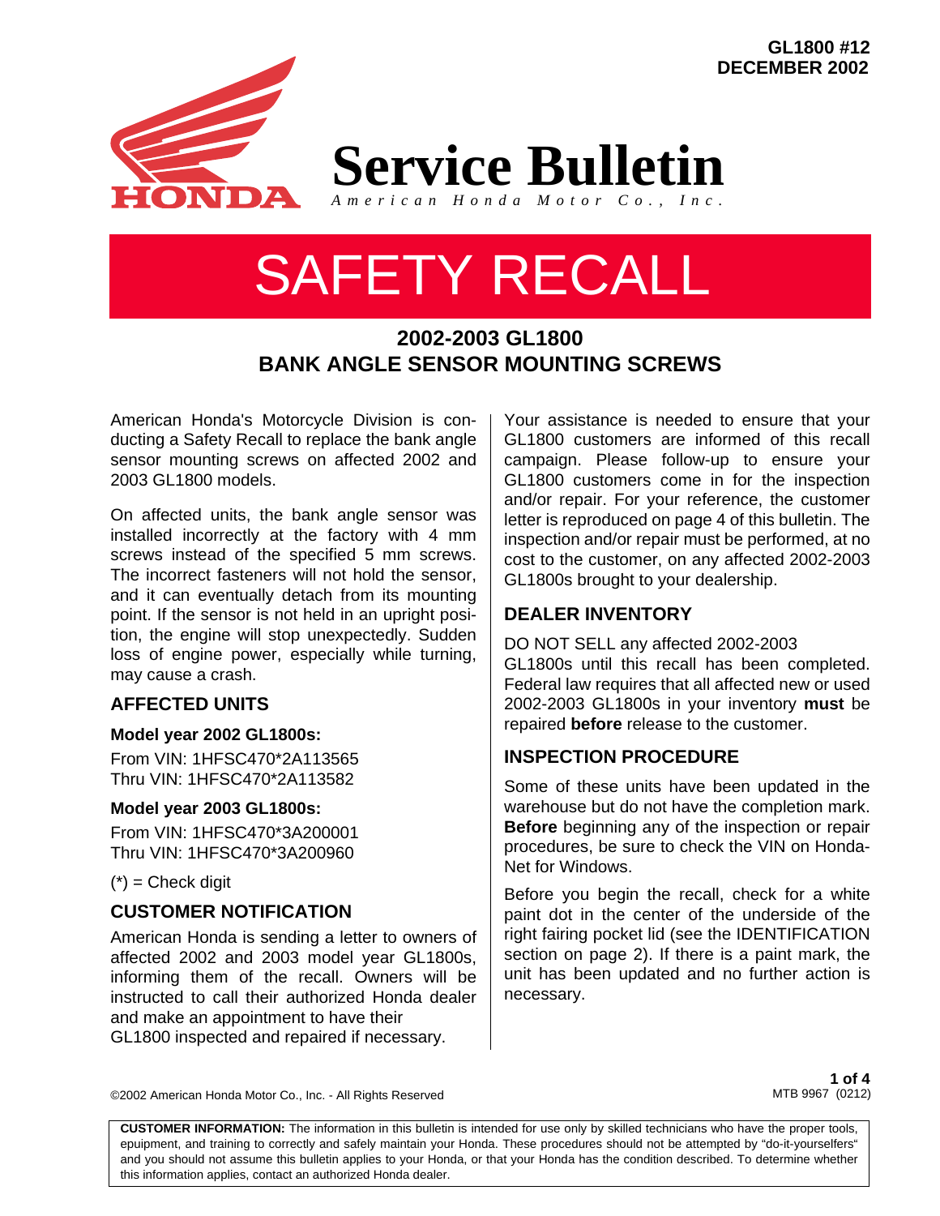GL1800 #12
DECEMBER 2002

# Service Bulletin

*American Honda Motor Co., Inc.*

# SAFETY RECALL

## 2002-2003 GL1800
## BANK ANGLE SENSOR MOUNTING SCREWS

American Honda's Motorcycle Division is conducting a Safety Recall to replace the bank angle sensor mounting screws on affected 2002 and 2003 GL1800 models.

On affected units, the bank angle sensor was installed incorrectly at the factory with 4 mm screws instead of the specified 5 mm screws. The incorrect fasteners will not hold the sensor, and it can eventually detach from its mounting point. If the sensor is not held in an upright position, the engine will stop unexpectedly. Sudden loss of engine power, especially while turning, may cause a crash.

### AFFECTED UNITS

**Model year 2002 GL1800s:**

From VIN: 1HFSC470*2A113565
Thru VIN: 1HFSC470*2A113582

**Model year 2003 GL1800s:**

From VIN: 1HFSC470*3A200001
Thru VIN: 1HFSC470*3A200960

(*) = Check digit

### CUSTOMER NOTIFICATION

American Honda is sending a letter to owners of affected 2002 and 2003 model year GL1800s, informing them of the recall. Owners will be instructed to call their authorized Honda dealer and make an appointment to have their GL1800 inspected and repaired if necessary.

Your assistance is needed to ensure that your GL1800 customers are informed of this recall campaign. Please follow-up to ensure your GL1800 customers come in for the inspection and/or repair. For your reference, the customer letter is reproduced on page 4 of this bulletin. The inspection and/or repair must be performed, at no cost to the customer, on any affected 2002-2003 GL1800s brought to your dealership.

### DEALER INVENTORY

DO NOT SELL any affected 2002-2003 GL1800s until this recall has been completed. Federal law requires that all affected new or used 2002-2003 GL1800s in your inventory **must** be repaired **before** release to the customer.

### INSPECTION PROCEDURE

Some of these units have been updated in the warehouse but do not have the completion mark. **Before** beginning any of the inspection or repair procedures, be sure to check the VIN on Honda-Net for Windows.

Before you begin the recall, check for a white paint dot in the center of the underside of the right fairing pocket lid (see the IDENTIFICATION section on page 2). If there is a paint mark, the unit has been updated and no further action is necessary.

©2002 American Honda Motor Co., Inc. - All Rights Reserved

MTB 9967 (0212)

**CUSTOMER INFORMATION:** The information in this bulletin is intended for use only by skilled technicians who have the proper tools, equipment, and training to correctly and safely maintain your Honda. These procedures should not be attempted by "do-it-yourselfers" and you should not assume this bulletin applies to your Honda, or that your Honda has the condition described. To determine whether this information applies, contact an authorized Honda dealer.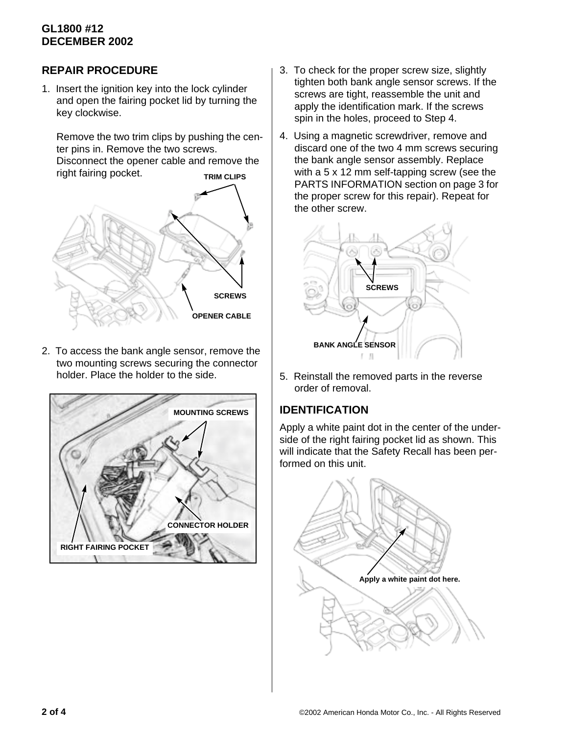## REPAIR PROCEDURE

1. Insert the ignition key into the lock cylinder and open the fairing pocket lid by turning the key clockwise.

   Remove the two trim clips by pushing the center pins in. Remove the two screws. Disconnect the opener cable and remove the right fairing pocket.

2. To access the bank angle sensor, remove the two mounting screws securing the connector holder. Place the holder to the side.

3. To check for the proper screw size, slightly tighten both bank angle sensor screws. If the screws are tight, reassemble the unit and apply the identification mark. If the screws spin in the holes, proceed to Step 4.

4. Using a magnetic screwdriver, remove and discard one of the two 4 mm screws securing the bank angle sensor assembly. Replace with a 5 x 12 mm self-tapping screw (see the PARTS INFORMATION section on page 3 for the proper screw for this repair). Repeat for the other screw.

5. Reinstall the removed parts in the reverse order of removal.

## IDENTIFICATION

Apply a white paint dot in the center of the underside of the right fairing pocket lid as shown. This will indicate that the Safety Recall has been performed on this unit.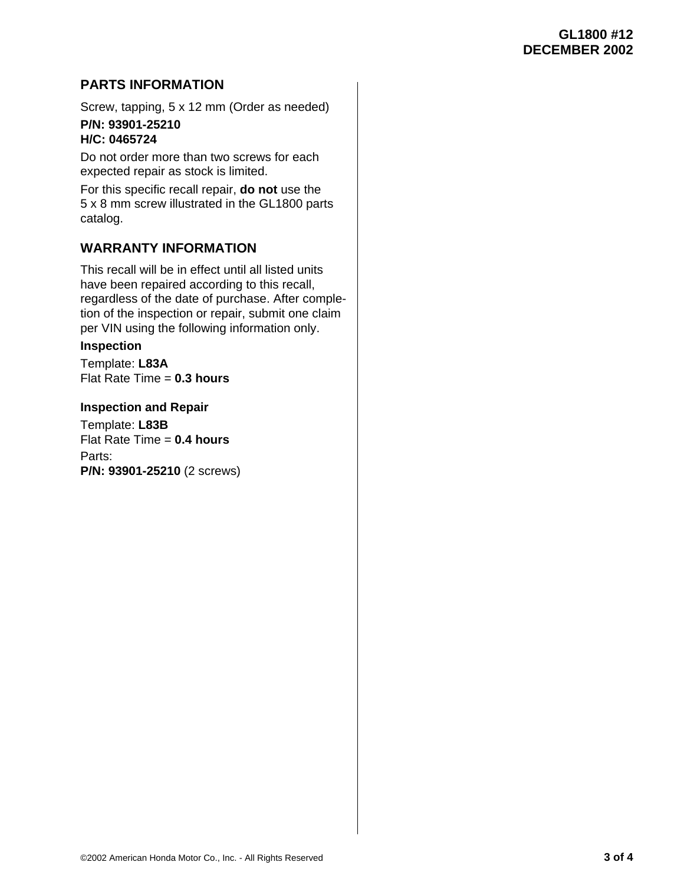## PARTS INFORMATION

Screw, tapping, 5 x 12 mm (Order as needed)

**P/N: 93901-25210**
**H/C: 0465724**

Do not order more than two screws for each expected repair as stock is limited.

For this specific recall repair, **do not** use the 5 x 8 mm screw illustrated in the GL1800 parts catalog.

## WARRANTY INFORMATION

This recall will be in effect until all listed units have been repaired according to this recall, regardless of the date of purchase. After completion of the inspection or repair, submit one claim per VIN using the following information only.

### Inspection

Template: **L83A**
Flat Rate Time = **0.3 hours**

### Inspection and Repair

Template: **L83B**
Flat Rate Time = **0.4 hours**
Parts:
**P/N: 93901-25210** (2 screws)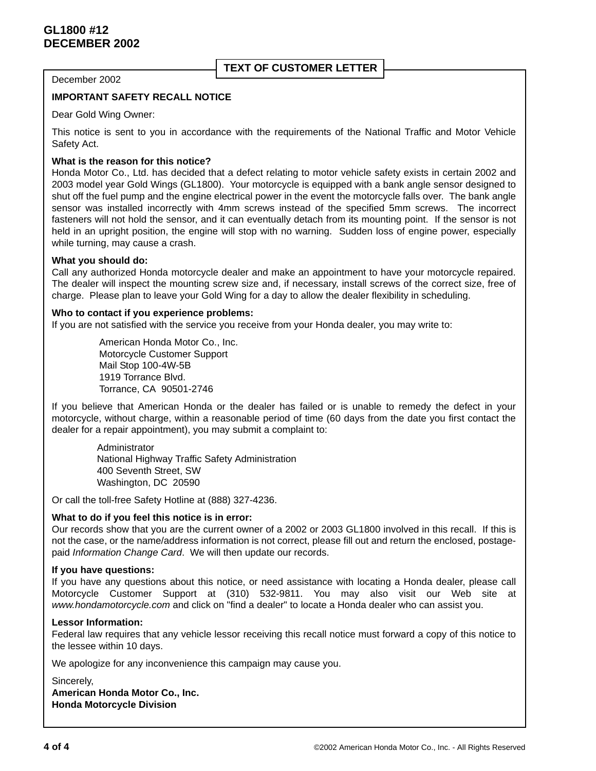GL1800 #12
DECEMBER 2002

## TEXT OF CUSTOMER LETTER

December 2002

**IMPORTANT SAFETY RECALL NOTICE**

Dear Gold Wing Owner:

This notice is sent to you in accordance with the requirements of the National Traffic and Motor Vehicle Safety Act.

**What is the reason for this notice?**
Honda Motor Co., Ltd. has decided that a defect relating to motor vehicle safety exists in certain 2002 and 2003 model year Gold Wings (GL1800). Your motorcycle is equipped with a bank angle sensor designed to shut off the fuel pump and the engine electrical power in the event the motorcycle falls over. The bank angle sensor was installed incorrectly with 4mm screws instead of the specified 5mm screws. The incorrect fasteners will not hold the sensor, and it can eventually detach from its mounting point. If the sensor is not held in an upright position, the engine will stop with no warning. Sudden loss of engine power, especially while turning, may cause a crash.

**What you should do:**
Call any authorized Honda motorcycle dealer and make an appointment to have your motorcycle repaired. The dealer will inspect the mounting screw size and, if necessary, install screws of the correct size, free of charge. Please plan to leave your Gold Wing for a day to allow the dealer flexibility in scheduling.

**Who to contact if you experience problems:**
If you are not satisfied with the service you receive from your Honda dealer, you may write to:

American Honda Motor Co., Inc.
Motorcycle Customer Support
Mail Stop 100-4W-5B
1919 Torrance Blvd.
Torrance, CA 90501-2746

If you believe that American Honda or the dealer has failed or is unable to remedy the defect in your motorcycle, without charge, within a reasonable period of time (60 days from the date you first contact the dealer for a repair appointment), you may submit a complaint to:

Administrator
National Highway Traffic Safety Administration
400 Seventh Street, SW
Washington, DC 20590

Or call the toll-free Safety Hotline at (888) 327-4236.

**What to do if you feel this notice is in error:**
Our records show that you are the current owner of a 2002 or 2003 GL1800 involved in this recall. If this is not the case, or the name/address information is not correct, please fill out and return the enclosed, postage-paid *Information Change Card*. We will then update our records.

**If you have questions:**
If you have any questions about this notice, or need assistance with locating a Honda dealer, please call Motorcycle Customer Support at (310) 532-9811. You may also visit our Web site at *www.hondamotorcycle.com* and click on "find a dealer" to locate a Honda dealer who can assist you.

**Lessor Information:**
Federal law requires that any vehicle lessor receiving this recall notice must forward a copy of this notice to the lessee within 10 days.

We apologize for any inconvenience this campaign may cause you.

Sincerely,
**American Honda Motor Co., Inc.**
**Honda Motorcycle Division**

©2002 American Honda Motor Co., Inc. - All Rights Reserved